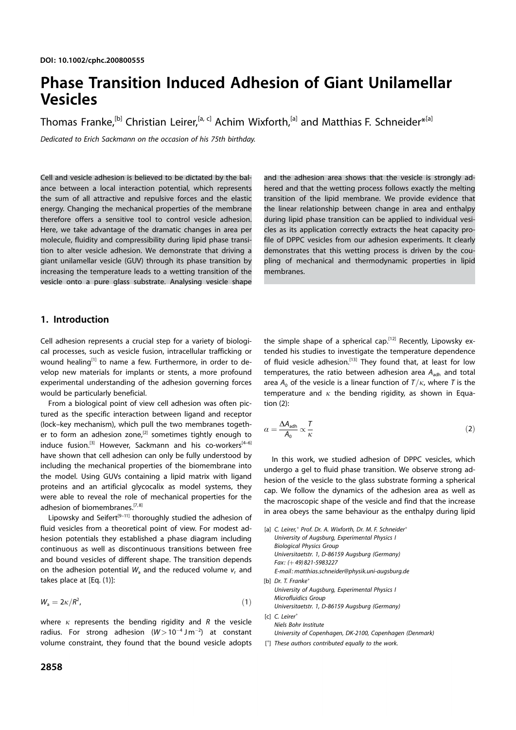DOI: 10.1002/cphc.200800555

# Phase Transition Induced Adhesion of Giant Unilamellar Vesicles

Thomas Franke,[b] Christian Leirer,[a, c] Achim Wixforth,[a] and Matthias F. Schneider*[a]

*Dedicated to Erich Sackmann on the occasion of his 75th birthday.*

Cell and vesicle adhesion is believed to be dictated by the balance between a local interaction potential, which represents the sum of all attractive and repulsive forces and the elastic energy. Changing the mechanical properties of the membrane therefore offers a sensitive tool to control vesicle adhesion. Here, we take advantage of the dramatic changes in area per molecule, fluidity and compressibility during lipid phase transition to alter vesicle adhesion. We demonstrate that driving a giant unilamellar vesicle (GUV) through its phase transition by increasing the temperature leads to a wetting transition of the vesicle onto a pure glass substrate. Analysing vesicle shape and the adhesion area shows that the vesicle is strongly adhered and that the wetting process follows exactly the melting transition of the lipid membrane. We provide evidence that the linear relationship between change in area and enthalpy during lipid phase transition can be applied to individual vesicles as its application correctly extracts the heat capacity profile of DPPC vesicles from our adhesion experiments. It clearly demonstrates that this wetting process is driven by the coupling of mechanical and thermodynamic properties in lipid membranes.

## 1. Introduction

Cell adhesion represents a crucial step for a variety of biological processes, such as vesicle fusion, intracellular trafficking or wound healing[1] to name a few. Furthermore, in order to develop new materials for implants or stents, a more profound experimental understanding of the adhesion governing forces would be particularly beneficial.

From a biological point of view cell adhesion was often pictured as the specific interaction between ligand and receptor (lock–key mechanism), which pull the two membranes together to form an adhesion zone,[2] sometimes tightly enough to induce fusion.[3] However, Sackmann and his co-workers[4–6] have shown that cell adhesion can only be fully understood by including the mechanical properties of the biomembrane into the model. Using GUVs containing a lipid matrix with ligand proteins and an artificial glycocalix as model systems, they were able to reveal the role of mechanical properties for the adhesion of biomembranes.[7,8]

Lipowsky and Seifert[9–11] thoroughly studied the adhesion of fluid vesicles from a theoretical point of view. For modest adhesion potentials they established a phase diagram including continuous as well as discontinuous transitions between free and bound vesicles of different shape. The transition depends on the adhesion potential $W_a$ and the reduced volume $v_r$ and takes place at [Eq. (1)]:

$$W_a = 2\kappa/R^2, \tag{1}$$

where $\kappa$ represents the bending rigidity and $R$ the vesicle radius. For strong adhesion ($W > 10^{-4}\,\mathrm{J\,m^{-2}}$) at constant volume constraint, they found that the bound vesicle adopts the simple shape of a spherical cap.[12] Recently, Lipowsky extended his studies to investigate the temperature dependence of fluid vesicle adhesion.[13] They found that, at least for low temperatures, the ratio between adhesion area $A_{adh}$ and total area $A_0$ of the vesicle is a linear function of $T/\kappa$, where $T$ is the temperature and $\kappa$ the bending rigidity, as shown in Equation (2):

$$\alpha = \frac{\Delta A_{adh}}{A_0} \propto \frac{T}{\kappa} \tag{2}$$

In this work, we studied adhesion of DPPC vesicles, which undergo a gel to fluid phase transition. We observe strong adhesion of the vesicle to the glass substrate forming a spherical cap. We follow the dynamics of the adhesion area as well as the macroscopic shape of the vesicle and find that the increase in area obeys the same behaviour as the enthalpy during lipid

[a] *C. Leirer,+ Prof. Dr. A. Wixforth, Dr. M. F. Schneider+*
*University of Augsburg, Experimental Physics I*
*Biological Physics Group*
*Universitaetstr. 1, D-86159 Augsburg (Germany)*
*Fax: (+49) 821-5983227*
*E-mail: matthias.schneider@physik.uni-augsburg.de*

[b] *Dr. T. Franke+*
*University of Augsburg, Experimental Physics I*
*Microfluidics Group*
*Universitaetstr. 1, D-86159 Augsburg (Germany)*

[c] *C. Leirer+*
*Niels Bohr Institute*
*University of Copenhagen, DK-2100, Copenhagen (Denmark)*

[+] *These authors contributed equally to the work.*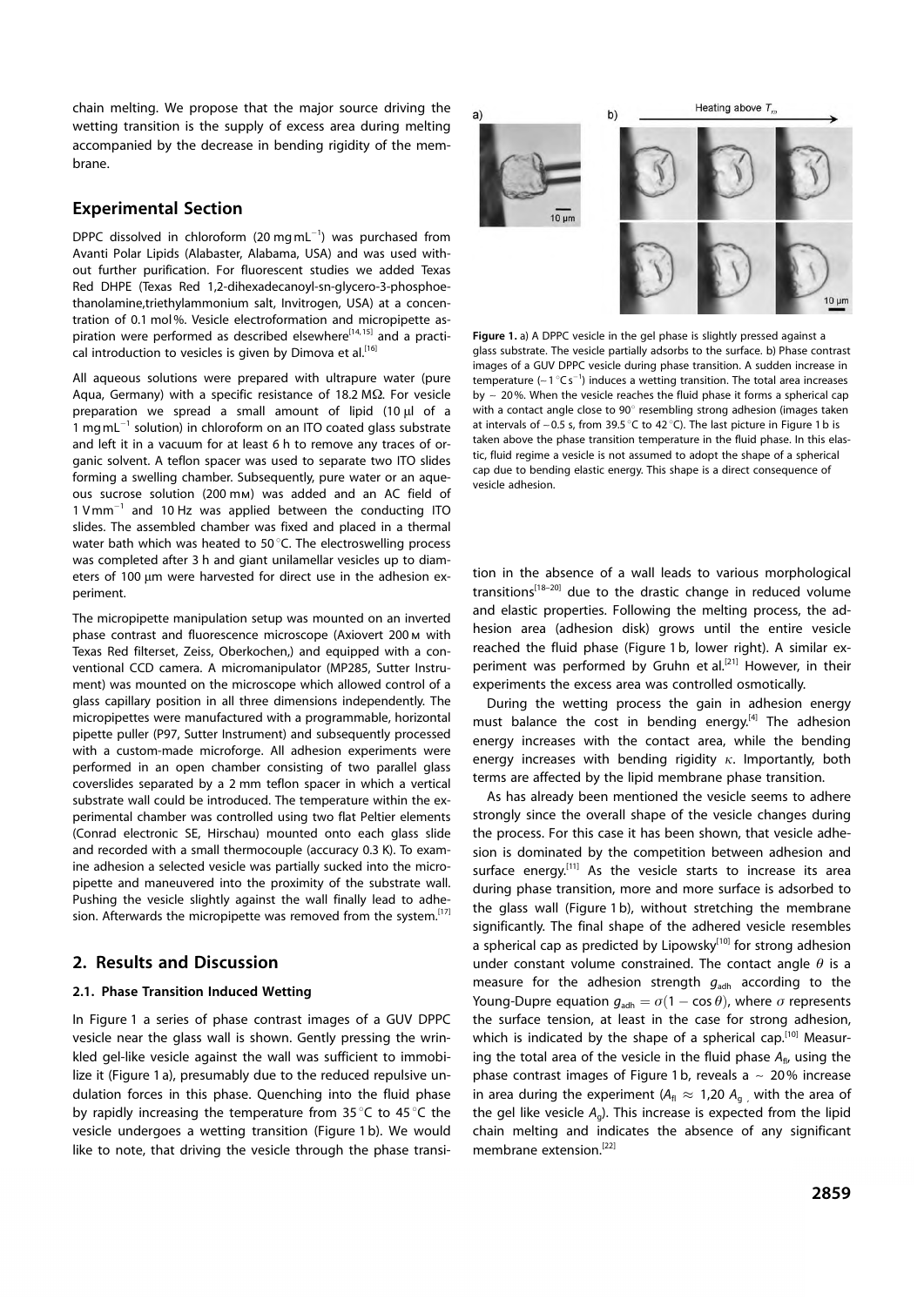chain melting. We propose that the major source driving the wetting transition is the supply of excess area during melting accompanied by the decrease in bending rigidity of the membrane.

## Experimental Section

DPPC dissolved in chloroform (20 mg mL$^{-1}$) was purchased from Avanti Polar Lipids (Alabaster, Alabama, USA) and was used without further purification. For fluorescent studies we added Texas Red DHPE (Texas Red 1,2-dihexadecanoyl-sn-glycero-3-phosphoethanolamine,triethylammonium salt, Invitrogen, USA) at a concentration of 0.1 mol %. Vesicle electroformation and micropipette aspiration were performed as described elsewhere[14,15] and a practical introduction to vesicles is given by Dimova et al.[16]

All aqueous solutions were prepared with ultrapure water (pure Aqua, Germany) with a specific resistance of 18.2 MΩ. For vesicle preparation we spread a small amount of lipid (10 µl of a 1 mg mL$^{-1}$ solution) in chloroform on an ITO coated glass substrate and left it in a vacuum for at least 6 h to remove any traces of organic solvent. A teflon spacer was used to separate two ITO slides forming a swelling chamber. Subsequently, pure water or an aqueous sucrose solution (200 mM) was added and an AC field of 1 V mm$^{-1}$ and 10 Hz was applied between the conducting ITO slides. The assembled chamber was fixed and placed in a thermal water bath which was heated to 50 °C. The electroswelling process was completed after 3 h and giant unilamellar vesicles up to diameters of 100 µm were harvested for direct use in the adhesion experiment.

The micropipette manipulation setup was mounted on an inverted phase contrast and fluorescence microscope (Axiovert 200 M with Texas Red filterset, Zeiss, Oberkochen,) and equipped with a conventional CCD camera. A micromanipulator (MP285, Sutter Instrument) was mounted on the microscope which allowed control of a glass capillary position in all three dimensions independently. The micropipettes were manufactured with a programmable, horizontal pipette puller (P97, Sutter Instrument) and subsequently processed with a custom-made microforge. All adhesion experiments were performed in an open chamber consisting of two parallel glass coverslides separated by a 2 mm teflon spacer in which a vertical substrate wall could be introduced. The temperature within the experimental chamber was controlled using two flat Peltier elements (Conrad electronic SE, Hirschau) mounted onto each glass slide and recorded with a small thermocouple (accuracy 0.3 K). To examine adhesion a selected vesicle was partially sucked into the micropipette and maneuvered into the proximity of the substrate wall. Pushing the vesicle slightly against the wall finally lead to adhesion. Afterwards the micropipette was removed from the system.[17]

## 2. Results and Discussion

### 2.1. Phase Transition Induced Wetting

In Figure 1 a series of phase contrast images of a GUV DPPC vesicle near the glass wall is shown. Gently pressing the wrinkled gel-like vesicle against the wall was sufficient to immobilize it (Figure 1 a), presumably due to the reduced repulsive undulation forces in this phase. Quenching into the fluid phase by rapidly increasing the temperature from 35 °C to 45 °C the vesicle undergoes a wetting transition (Figure 1 b). We would like to note, that driving the vesicle through the phase transition in the absence of a wall leads to various morphological transitions[18–20] due to the drastic change in reduced volume and elastic properties. Following the melting process, the adhesion area (adhesion disk) grows until the entire vesicle reached the fluid phase (Figure 1 b, lower right). A similar experiment was performed by Gruhn et al.[21] However, in their experiments the excess area was controlled osmotically.

**Figure 1.** a) A DPPC vesicle in the gel phase is slightly pressed against a glass substrate. The vesicle partially adsorbs to the surface. b) Phase contrast images of a GUV DPPC vesicle during phase transition. A sudden increase in temperature (~1 °C s$^{-1}$) induces a wetting transition. The total area increases by ~20%. When the vesicle reaches the fluid phase it forms a spherical cap with a contact angle close to 90° resembling strong adhesion (images taken at intervals of ~0.5 s, from 39.5 °C to 42 °C). The last picture in Figure 1 b is taken above the phase transition temperature in the fluid phase. In this elastic, fluid regime a vesicle is not assumed to adopt the shape of a spherical cap due to bending elastic energy. This shape is a direct consequence of vesicle adhesion.

During the wetting process the gain in adhesion energy must balance the cost in bending energy.[4] The adhesion energy increases with the contact area, while the bending energy increases with bending rigidity $\kappa$. Importantly, both terms are affected by the lipid membrane phase transition.

As has already been mentioned the vesicle seems to adhere strongly since the overall shape of the vesicle changes during the process. For this case it has been shown, that vesicle adhesion is dominated by the competition between adhesion and surface energy.[11] As the vesicle starts to increase its area during phase transition, more and more surface is adsorbed to the glass wall (Figure 1 b), without stretching the membrane significantly. The final shape of the adhered vesicle resembles a spherical cap as predicted by Lipowsky[10] for strong adhesion under constant volume constrained. The contact angle $\theta$ is a measure for the adhesion strength $g_{adh}$ according to the Young-Dupre equation $g_{adh} = \sigma(1 - \cos\theta)$, where $\sigma$ represents the surface tension, at least in the case for strong adhesion, which is indicated by the shape of a spherical cap.[10] Measuring the total area of the vesicle in the fluid phase $A_{fl}$, using the phase contrast images of Figure 1 b, reveals a ~20% increase in area during the experiment ($A_{fl} \approx 1{,}20\, A_g$, with the area of the gel like vesicle $A_g$). This increase is expected from the lipid chain melting and indicates the absence of any significant membrane extension.[22]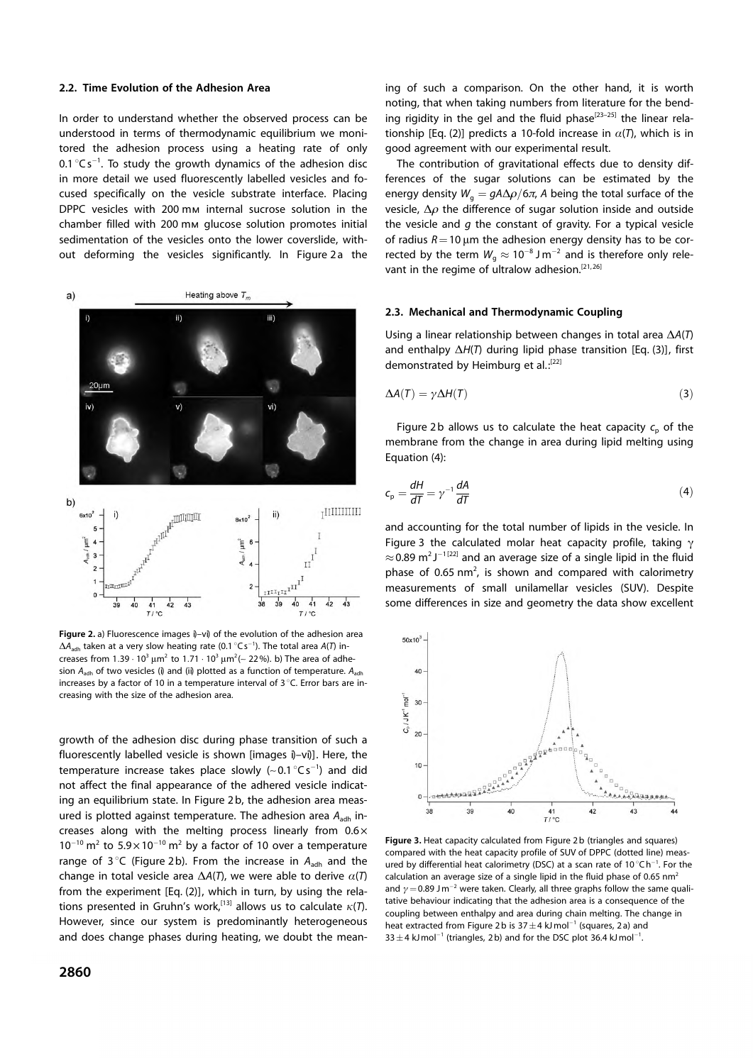### 2.2. Time Evolution of the Adhesion Area

In order to understand whether the observed process can be understood in terms of thermodynamic equilibrium we monitored the adhesion process using a heating rate of only $0.1\,^{\circ}\mathrm{C\,s^{-1}}$. To study the growth dynamics of the adhesion disc in more detail we used fluorescently labelled vesicles and focused specifically on the vesicle substrate interface. Placing DPPC vesicles with 200 mM internal sucrose solution in the chamber filled with 200 mM glucose solution promotes initial sedimentation of the vesicles onto the lower coverslide, without deforming the vesicles significantly. In Figure 2a the growth of the adhesion disc during phase transition of such a fluorescently labelled vesicle is shown [images i)–vi)]. Here, the temperature increase takes place slowly ($\sim 0.1\,^{\circ}\mathrm{C\,s^{-1}}$) and did not affect the final appearance of the adhered vesicle indicating an equilibrium state. In Figure 2b, the adhesion area measured is plotted against temperature. The adhesion area $A_{adh}$ increases along with the melting process linearly from $0.6\times 10^{-10}\,\mathrm{m^2}$ to $5.9\times10^{-10}\,\mathrm{m^2}$ by a factor of 10 over a temperature range of $3\,^{\circ}\mathrm{C}$ (Figure 2b). From the increase in $A_{adh}$ and the change in total vesicle area $\Delta A(T)$, we were able to derive $\alpha(T)$ from the experiment [Eq. (2)], which in turn, by using the relations presented in Gruhn's work,[13] allows us to calculate $\kappa(T)$. However, since our system is predominantly heterogeneous and does change phases during heating, we doubt the meaning of such a comparison. On the other hand, it is worth noting, that when taking numbers from literature for the bending rigidity in the gel and the fluid phase[23–25] the linear relationship [Eq. (2)] predicts a 10-fold increase in $\alpha(T)$, which is in good agreement with our experimental result.

**Figure 2.** a) Fluorescence images i)–vi) of the evolution of the adhesion area $\Delta A_{adh}$ taken at a very slow heating rate ($0.1\,^{\circ}\mathrm{C\,s^{-1}}$). The total area $A(T)$ increases from $1.39\cdot10^3\,\mu\mathrm{m}^2$ to $1.71\cdot10^3\,\mu\mathrm{m}^2$ ($\sim 22\%$). b) The area of adhesion $A_{adh}$ of two vesicles (i) and (ii) plotted as a function of temperature. $A_{adh}$ increases by a factor of 10 in a temperature interval of $3\,^{\circ}\mathrm{C}$. Error bars are increasing with the size of the adhesion area.

The contribution of gravitational effects due to density differences of the sugar solutions can be estimated by the energy density $W_g = gA\Delta\rho/6\pi$, $A$ being the total surface of the vesicle, $\Delta\rho$ the difference of sugar solution inside and outside the vesicle and $g$ the constant of gravity. For a typical vesicle of radius $R = 10\,\mu\mathrm{m}$ the adhesion energy density has to be corrected by the term $W_g \approx 10^{-8}\,\mathrm{J\,m^{-2}}$ and is therefore only relevant in the regime of ultralow adhesion.[21,26]

### 2.3. Mechanical and Thermodynamic Coupling

Using a linear relationship between changes in total area $\Delta A(T)$ and enthalpy $\Delta H(T)$ during lipid phase transition [Eq. (3)], first demonstrated by Heimburg et al.:[22]

$$\Delta A(T) = \gamma \Delta H(T) \tag{3}$$

Figure 2b allows us to calculate the heat capacity $c_p$ of the membrane from the change in area during lipid melting using Equation (4):

$$c_p = \frac{dH}{dT} = \gamma^{-1}\frac{dA}{dT} \tag{4}$$

and accounting for the total number of lipids in the vesicle. In Figure 3 the calculated molar heat capacity profile, taking $\gamma \approx 0.89\,\mathrm{m^2\,J^{-1}}$[22] and an average size of a single lipid in the fluid phase of $0.65\,\mathrm{nm^2}$, is shown and compared with calorimetry measurements of small unilamellar vesicles (SUV). Despite some differences in size and geometry the data show excellent

**Figure 3.** Heat capacity calculated from Figure 2b (triangles and squares) compared with the heat capacity profile of SUV of DPPC (dotted line) measured by differential heat calorimetry (DSC) at a scan rate of $10\,^{\circ}\mathrm{C\,h^{-1}}$. For the calculation an average size of a single lipid in the fluid phase of $0.65\,\mathrm{nm^2}$ and $\gamma = 0.89\,\mathrm{J\,m^{-2}}$ were taken. Clearly, all three graphs follow the same qualitative behaviour indicating that the adhesion area is a consequence of the coupling between enthalpy and area during chain melting. The change in heat extracted from Figure 2b is $37\pm4\,\mathrm{kJ\,mol^{-1}}$ (squares, 2a) and $33\pm4\,\mathrm{kJ\,mol^{-1}}$ (triangles, 2b) and for the DSC plot $36.4\,\mathrm{kJ\,mol^{-1}}$.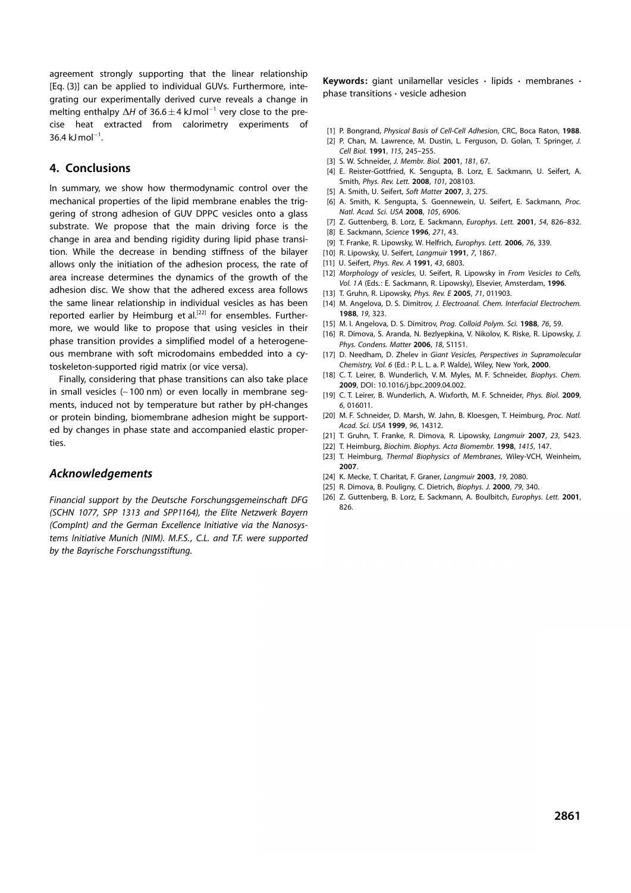agreement strongly supporting that the linear relationship [Eq. (3)] can be applied to individual GUVs. Furthermore, integrating our experimentally derived curve reveals a change in melting enthalpy $\Delta H$ of $36.6 \pm 4$ kJ mol$^{-1}$ very close to the precise heat extracted from calorimetry experiments of 36.4 kJ mol$^{-1}$.

## 4. Conclusions

In summary, we show how thermodynamic control over the mechanical properties of the lipid membrane enables the triggering of strong adhesion of GUV DPPC vesicles onto a glass substrate. We propose that the main driving force is the change in area and bending rigidity during lipid phase transition. While the decrease in bending stiffness of the bilayer allows only the initiation of the adhesion process, the rate of area increase determines the dynamics of the growth of the adhesion disc. We show that the adhered excess area follows the same linear relationship in individual vesicles as has been reported earlier by Heimburg et al.[22] for ensembles. Furthermore, we would like to propose that using vesicles in their phase transition provides a simplified model of a heterogeneous membrane with soft microdomains embedded into a cytoskeleton-supported rigid matrix (or vice versa).

Finally, considering that phase transitions can also take place in small vesicles (~100 nm) or even locally in membrane segments, induced not by temperature but rather by pH-changes or protein binding, biomembrane adhesion might be supported by changes in phase state and accompanied elastic properties.

## Acknowledgements

*Financial support by the Deutsche Forschungsgemeinschaft DFG (SCHN 1077, SPP 1313 and SPP1164), the Elite Netzwerk Bayern (CompInt) and the German Excellence Initiative via the Nanosystems Initiative Munich (NIM). M.F.S., C.L. and T.F. were supported by the Bayrische Forschungsstiftung.*

**Keywords:** giant unilamellar vesicles · lipids · membranes · phase transitions · vesicle adhesion

[1] P. Bongrand, *Physical Basis of Cell-Cell Adhesion*, CRC, Boca Raton, **1988**.
[2] P. Chan, M. Lawrence, M. Dustin, L. Ferguson, D. Golan, T. Springer, *J. Cell Biol.* **1991**, *115*, 245–255.
[3] S. W. Schneider, *J. Membr. Biol.* **2001**, *181*, 67.
[4] E. Reister-Gottfried, K. Sengupta, B. Lorz, E. Sackmann, U. Seifert, A. Smith, *Phys. Rev. Lett.* **2008**, *101*, 208103.
[5] A. Smith, U. Seifert, *Soft Matter* **2007**, *3*, 275.
[6] A. Smith, K. Sengupta, S. Goennenwein, U. Seifert, E. Sackmann, *Proc. Natl. Acad. Sci. USA* **2008**, *105*, 6906.
[7] Z. Guttenberg, B. Lorz, E. Sackmann, *Europhys. Lett.* **2001**, *54*, 826–832.
[8] E. Sackmann, *Science* **1996**, *271*, 43.
[9] T. Franke, R. Lipowsky, W. Helfrich, *Europhys. Lett.* **2006**, *76*, 339.
[10] R. Lipowsky, U. Seifert, *Langmuir* **1991**, *7*, 1867.
[11] U. Seifert, *Phys. Rev. A* **1991**, *43*, 6803.
[12] *Morphology of vesicles*, U. Seifert, R. Lipowsky in *From Vesicles to Cells, Vol. 1 A* (Eds.: E. Sackmann, R. Lipowsky), Elsevier, Amsterdam, **1996**.
[13] T. Gruhn, R. Lipowsky, *Phys. Rev. E* **2005**, *71*, 011903.
[14] M. Angelova, D. S. Dimitrov, *J. Electroanal. Chem. Interfacial Electrochem.* **1988**, *19*, 323.
[15] M. I. Angelova, D. S. Dimitrov, *Prog. Colloid Polym. Sci.* **1988**, *76*, 59.
[16] R. Dimova, S. Aranda, N. Bezlyepkina, V. Nikolov, K. Riske, R. Lipowsky, *J. Phys. Condens. Matter* **2006**, *18*, S1151.
[17] D. Needham, D. Zhelev in *Giant Vesicles, Perspectives in Supramolecular Chemistry, Vol. 6* (Ed.: P. L. L. a. P. Walde), Wiley, New York, **2000**.
[18] C. T. Leirer, B. Wunderlich, V. M. Myles, M. F. Schneider, *Biophys. Chem.* **2009**, DOI: 10.1016/j.bpc.2009.04.002.
[19] C. T. Leirer, B. Wunderlich, A. Wixforth, M. F. Schneider, *Phys. Biol.* **2009**, *6*, 016011.
[20] M. F. Schneider, D. Marsh, W. Jahn, B. Kloesgen, T. Heimburg, *Proc. Natl. Acad. Sci. USA* **1999**, *96*, 14312.
[21] T. Gruhn, T. Franke, R. Dimova, R. Lipowsky, *Langmuir* **2007**, *23*, 5423.
[22] T. Heimburg, *Biochim. Biophys. Acta Biomembr.* **1998**, *1415*, 147.
[23] T. Heimburg, *Thermal Biophysics of Membranes*, Wiley-VCH, Weinheim, **2007**.
[24] K. Mecke, T. Charitat, F. Graner, *Langmuir* **2003**, *19*, 2080.
[25] R. Dimova, B. Pouligny, C. Dietrich, *Biophys. J.* **2000**, *79*, 340.
[26] Z. Guttenberg, B. Lorz, E. Sackmann, A. Boulbitch, *Europhys. Lett.* **2001**, 826.